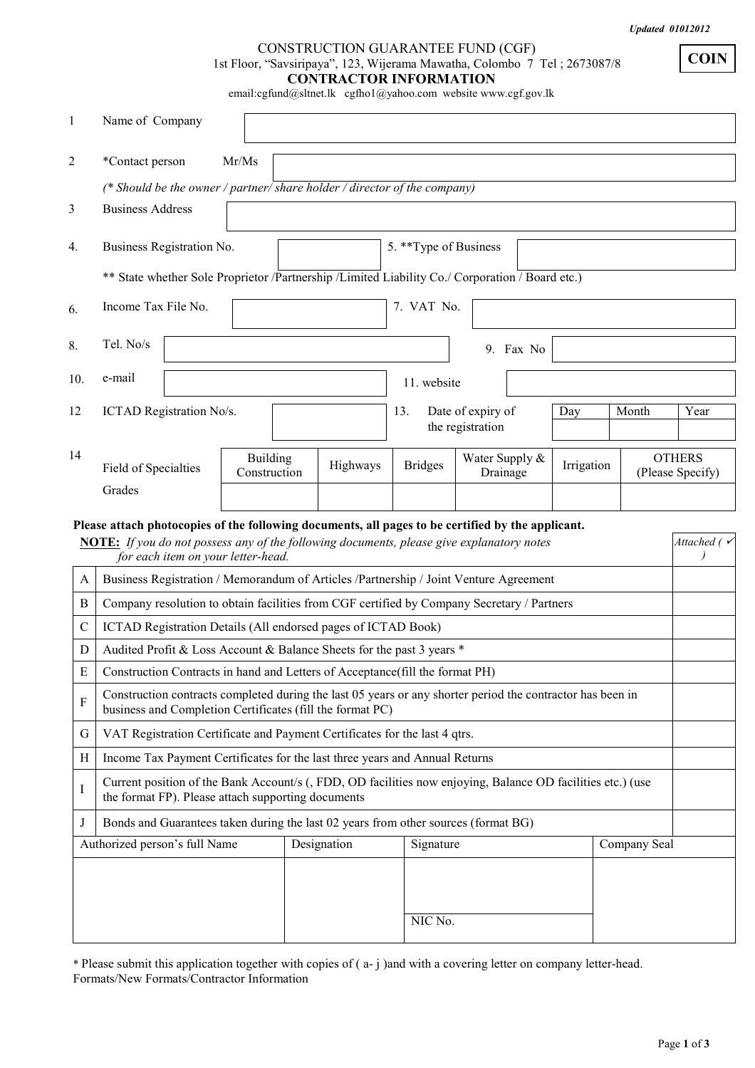Updated 01012012

**COIN**

CONSTRUCTION GUARANTEE FUND (CGF)

1st Floor, "Savsiripaya", 123, Wijerama Mawatha, Colombo 7 Tel ; 2673087/8

## CONTRACTOR INFORMATION

email:cgfund@sltnet.lk cgfho1@yahoo.com website www.cgf.gov.lk

1 Name of Company

2 *Contact person Mr/Ms

*(* Should be the owner / partner/ share holder / director of the company)*

3 Business Address

4. Business Registration No. 5. **Type of Business

** State whether Sole Proprietor /Partnership /Limited Liability Co./ Corporation / Board etc.)

6. Income Tax File No. 7. VAT No.

8. Tel. No/s 9. Fax No

10. e-mail 11. website

12 ICTAD Registration No/s. 13. Date of expiry of the registration

| Day | Month | Year |
|---|---|---|
| | | |

14

| Field of Specialties | Building Construction | Highways | Bridges | Water Supply & Drainage | Irrigation | OTHERS (Please Specify) |
|---|---|---|---|---|---|---|
| Grades | | | | | | |

**Please attach photocopies of the following documents, all pages to be certified by the applicant.**

| **NOTE:** *If you do not possess any of the following documents, please give explanatory notes for each item on your letter-head.* | | *Attached (✓)* |
|---|---|---|
| A | Business Registration / Memorandum of Articles /Partnership / Joint Venture Agreement | |
| B | Company resolution to obtain facilities from CGF certified by Company Secretary / Partners | |
| C | ICTAD Registration Details (All endorsed pages of ICTAD Book) | |
| D | Audited Profit & Loss Account & Balance Sheets for the past 3 years * | |
| E | Construction Contracts in hand and Letters of Acceptance(fill the format PH) | |
| F | Construction contracts completed during the last 05 years or any shorter period the contractor has been in business and Completion Certificates (fill the format PC) | |
| G | VAT Registration Certificate and Payment Certificates for the last 4 qtrs. | |
| H | Income Tax Payment Certificates for the last three years and Annual Returns | |
| I | Current position of the Bank Account/s (, FDD, OD facilities now enjoying, Balance OD facilities etc.) (use the format FP). Please attach supporting documents | |
| J | Bonds and Guarantees taken during the last 02 years from other sources (format BG) | |

| Authorized person's full Name | Designation | Signature | Company Seal |
|---|---|---|---|
| | | | |
| | | NIC No. | |

* Please submit this application together with copies of ( a- j )and with a covering letter on company letter-head.

Formats/New Formats/Contractor Information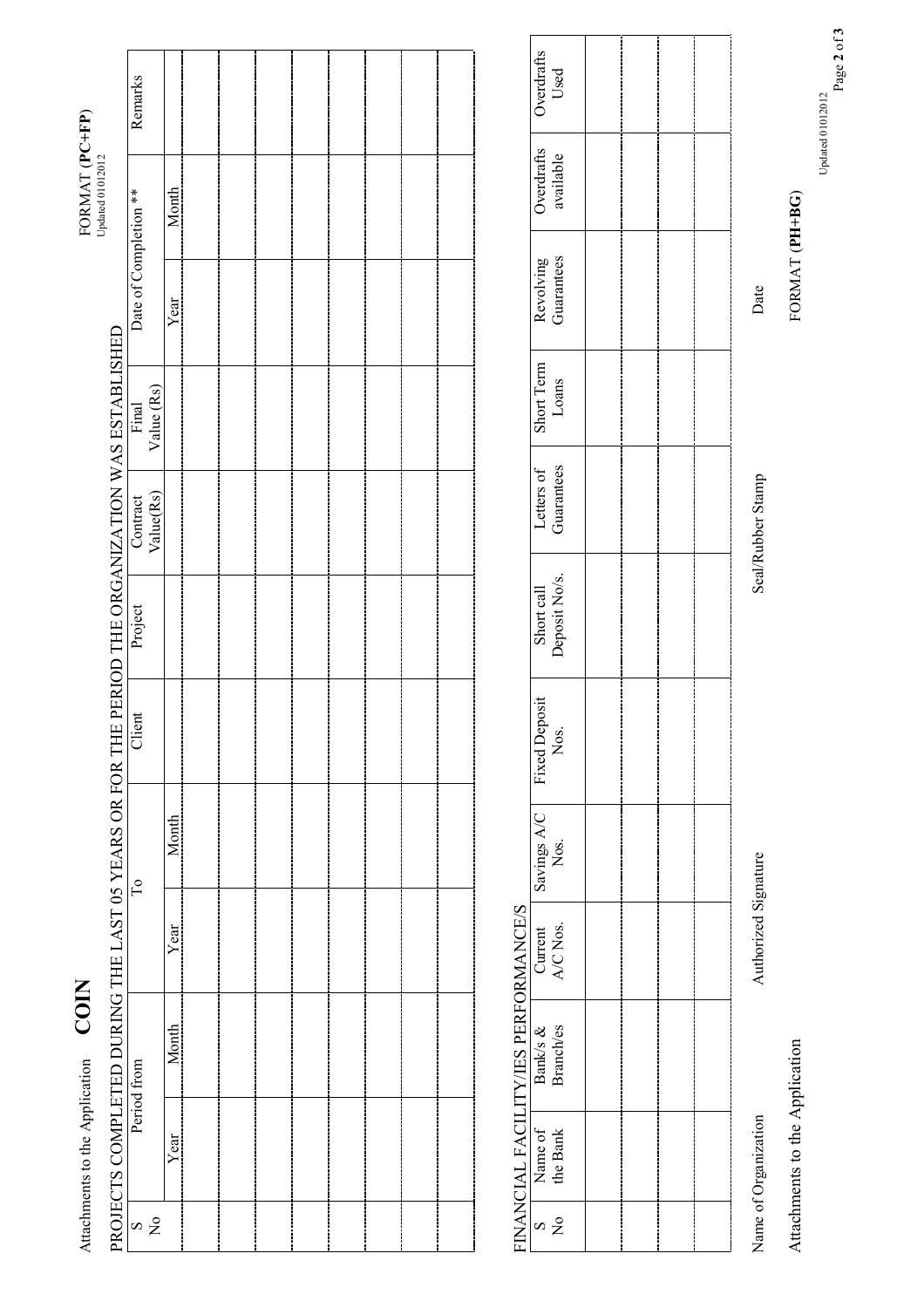Attachments to the Application **COIN**

FORMAT (**PC+FP**)
Updated 01012012

PROJECTS COMPLETED DURING THE LAST 05 YEARS OR FOR THE PERIOD THE ORGANIZATION WAS ESTABLISHED

| S No | Period from | | To | | Client | Project | Contract Value(Rs) | Final Value (Rs) | Date of Completion ** | | Remarks |
|---|---|---|---|---|---|---|---|---|---|---|---|
| | Year | Month | Year | Month | | | | | Year | Month | |
| | | | | | | | | | | | |
| | | | | | | | | | | | |
| | | | | | | | | | | | |
| | | | | | | | | | | | |
| | | | | | | | | | | | |
| | | | | | | | | | | | |
| | | | | | | | | | | | |
| | | | | | | | | | | | |

FINANCIAL FACILITY/IES PERFORMANCE/S

| S No | Name of the Bank | Bank/s & Branch/es | Current A/C Nos. | Savings A/C Nos. | Fixed Deposit Nos. | Short call Deposit No/s. | Letters of Guarantees | Short Term Loans | Revolving Guarantees | Overdrafts available | Overdrafts Used |
|---|---|---|---|---|---|---|---|---|---|---|---|
| | | | | | | | | | | | |
| | | | | | | | | | | | |
| | | | | | | | | | | | |
| | | | | | | | | | | | |

Name of Organization Authorized Signature Seal/Rubber Stamp Date

Attachments to the Application

FORMAT (**PH+BG**)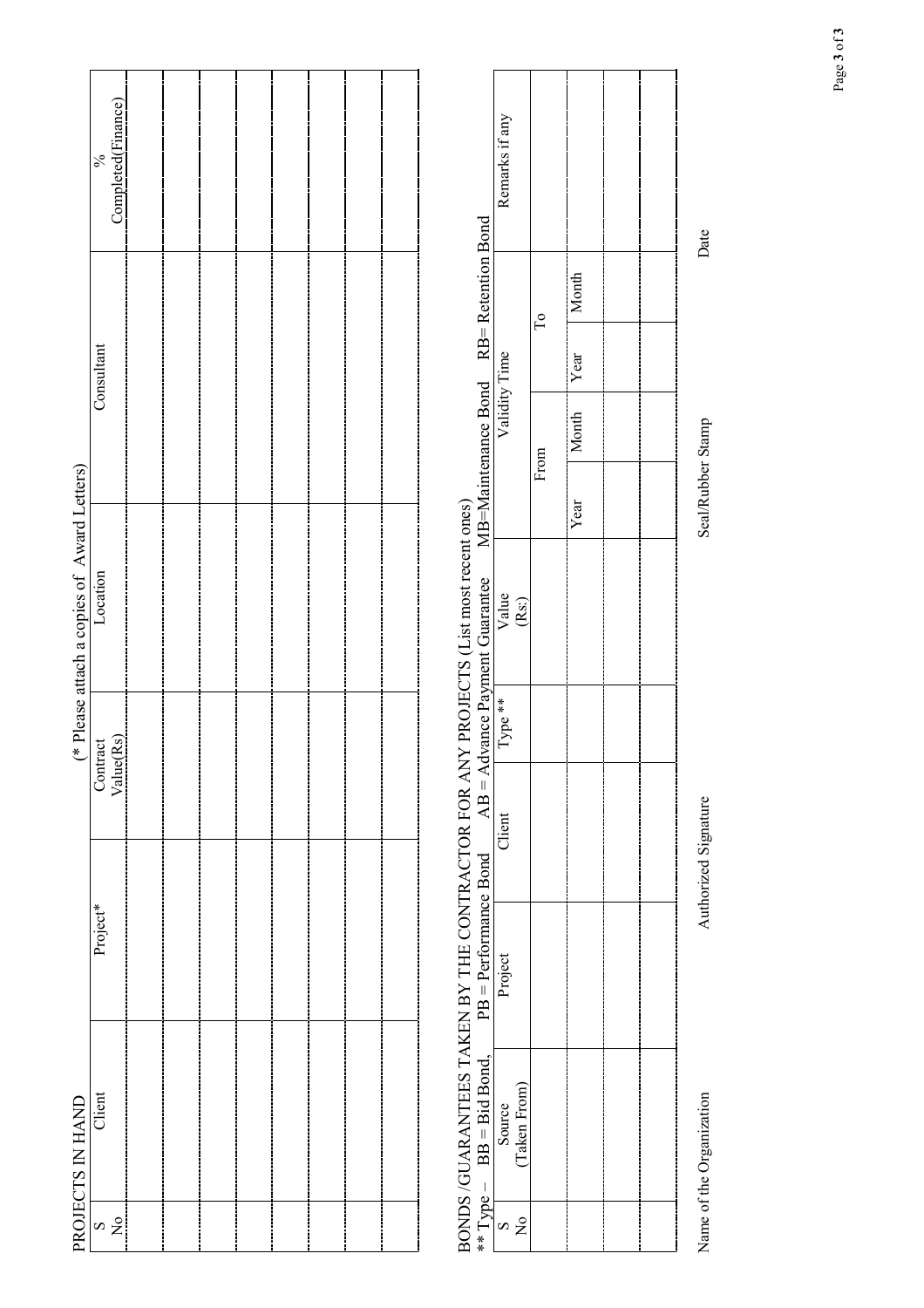PROJECTS IN HAND (* Please attach a copies of Award Letters)

| S No | Client | Project* | Contract Value(Rs) | Location | Consultant | % Completed(Finance) |
|---|---|---|---|---|---|---|
| | | | | | | |
| | | | | | | |
| | | | | | | |
| | | | | | | |
| | | | | | | |
| | | | | | | |
| | | | | | | |

BONDS /GUARANTEES TAKEN BY THE CONTRACTOR FOR ANY PROJECTS (List most recent ones)

** Type – BB = Bid Bond, PB = Performance Bond AB = Advance Payment Guarantee MB=Maintenance Bond RB= Retention Bond

| S No | Source (Taken From) | Project | Client | Type ** | Value (Rs:) | Validity Time | | | | Remarks if any |
|---|---|---|---|---|---|---|---|---|---|---|
| | | | | | | From | | To | | |
| | | | | | | Year | Month | Year | Month | |
| | | | | | | | | | | |
| | | | | | | | | | | |
| | | | | | | | | | | |

Name of the Organization Authorized Signature Seal/Rubber Stamp Date